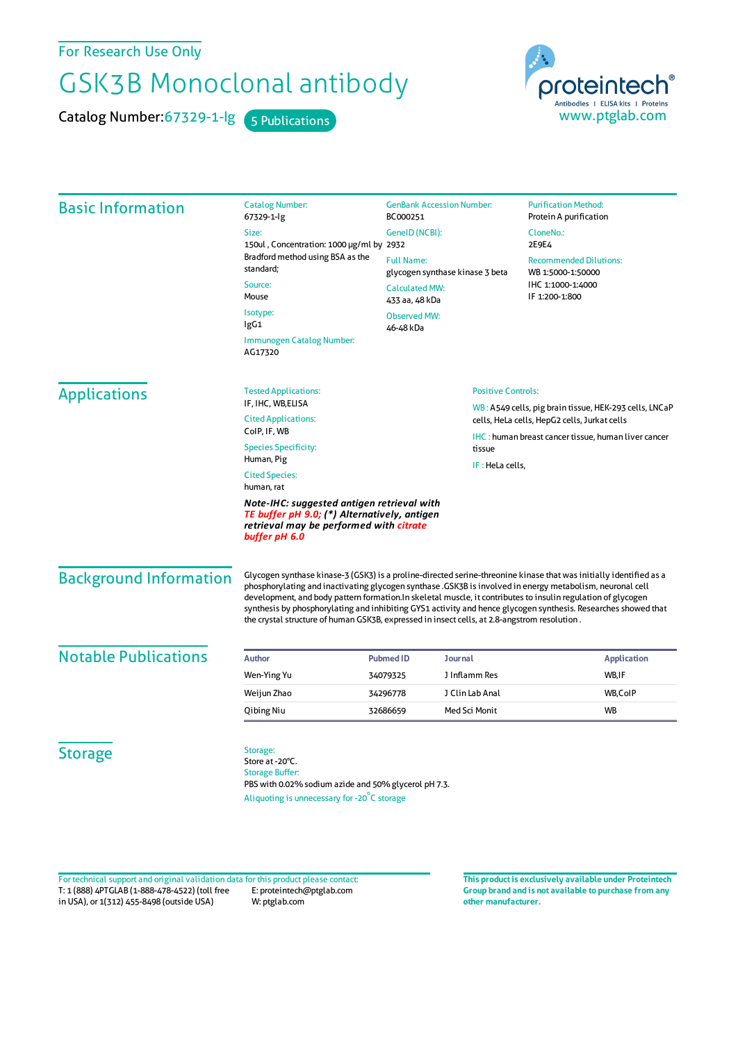For Research Use Only

# GSK3B Monoclonal antibody

**Catalog Number:** 67329-1-Ig    5 Publications

proteintech®
Antibodies | ELISA kits | Proteins
www.ptglab.com

## Basic Information

**Catalog Number:**
67329-1-Ig

**Size:**
150ul , Concentration: 1000 μg/ml by Bradford method using BSA as the standard;

**Source:**
Mouse

**Isotype:**
IgG1

**Immunogen Catalog Number:**
AG17320

**GenBank Accession Number:**
BC000251

**GeneID (NCBI):**
2932

**Full Name:**
glycogen synthase kinase 3 beta

**Calculated MW:**
433 aa, 48 kDa

**Observed MW:**
46-48 kDa

**Purification Method:**
Protein A purification

**CloneNo.:**
2E9E4

**Recommended Dilutions:**
WB 1:5000-1:50000
IHC 1:1000-1:4000
IF 1:200-1:800

## Applications

**Tested Applications:**
IF, IHC, WB,ELISA

**Cited Applications:**
CoIP, IF, WB

**Species Specificity:**
Human, Pig

**Cited Species:**
human, rat

***Note-IHC: suggested antigen retrieval with TE buffer pH 9.0; (\*) Alternatively, antigen retrieval may be performed with citrate buffer pH 6.0***

**Positive Controls:**

WB : A549 cells, pig brain tissue, HEK-293 cells, LNCaP cells, HeLa cells, HepG2 cells, Jurkat cells

IHC : human breast cancer tissue, human liver cancer tissue

IF : HeLa cells,

## Background Information

Glycogen synthase kinase-3 (GSK3) is a proline-directed serine-threonine kinase that was initially identified as a phosphorylating and inactivating glycogen synthase .GSK3B is involved in energy metabolism, neuronal cell development, and body pattern formation.In skeletal muscle, it contributes to insulin regulation of glycogen synthesis by phosphorylating and inhibiting GYS1 activity and hence glycogen synthesis. Researches showed that the crystal structure of human GSK3B, expressed in insect cells, at 2.8-angstrom resolution .

## Notable Publications

| Author | Pubmed ID | Journal | Application |
|---|---|---|---|
| Wen-Ying Yu | 34079325 | J Inflamm Res | WB,IF |
| Weijun Zhao | 34296778 | J Clin Lab Anal | WB,CoIP |
| Qibing Niu | 32686659 | Med Sci Monit | WB |

## Storage

**Storage:**
Store at -20°C.

**Storage Buffer:**
PBS with 0.02% sodium azide and 50% glycerol pH 7.3.

Aliquoting is unnecessary for -20°C storage

For technical support and original validation data for this product please contact:
T: 1 (888) 4PTGLAB (1-888-478-4522) (toll free in USA), or 1(312) 455-8498 (outside USA)
E: proteintech@ptglab.com
W: ptglab.com

**This product is exclusively available under Proteintech Group brand and is not available to purchase from any other manufacturer.**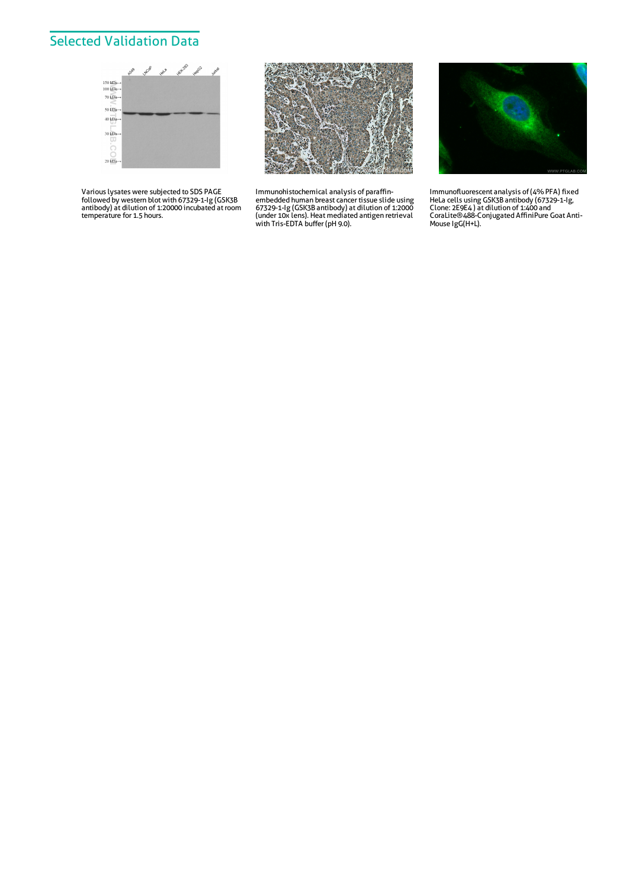## Selected Validation Data

Various lysates were subjected to SDS PAGE followed by western blot with 67329-1-Ig (GSK3B antibody) at dilution of 1:20000 incubated at room temperature for 1.5 hours.

Immunohistochemical analysis of paraffin-embedded human breast cancer tissue slide using 67329-1-Ig (GSK3B antibody) at dilution of 1:2000 (under 10x lens). Heat mediated antigen retrieval with Tris-EDTA buffer (pH 9.0).

Immunofluorescent analysis of (4% PFA) fixed HeLa cells using GSK3B antibody (67329-1-Ig, Clone: 2E9E4 ) at dilution of 1:400 and CoraLite®488-Conjugated AffiniPure Goat Anti-Mouse IgG(H+L).